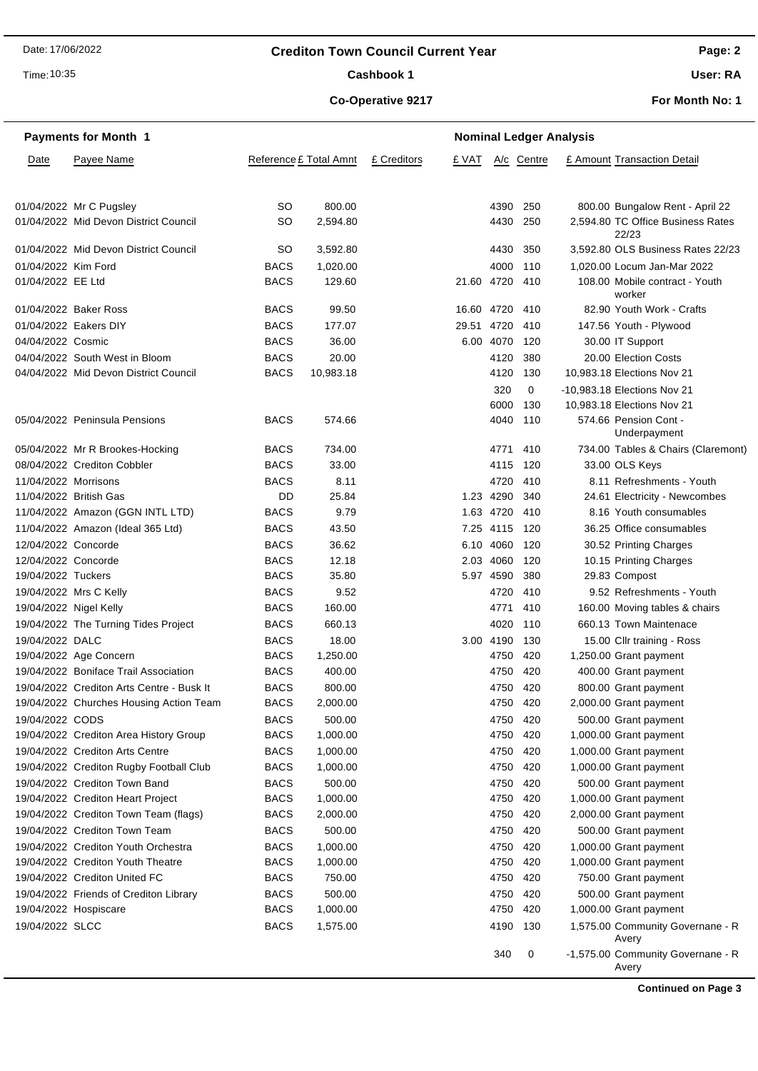# Crediton Town Council Current Year

## Cashbook 1

## Co-Operative 9217

Date: 17/06/2022

Time: 10:35

Page: 2

User: RA

For Month No: 1

**Payments for Month 1** | **Nominal Ledger Analysis**

| Date | Payee Name | Reference | £ Total Amnt | £ Creditors | £ VAT | A/c | Centre | £ Amount | Transaction Detail |
|---|---|---|---|---|---|---|---|---|---|
| 01/04/2022 | Mr C Pugsley | SO | 800.00 | | | 4390 | 250 | 800.00 | Bungalow Rent - April 22 |
| 01/04/2022 | Mid Devon District Council | SO | 2,594.80 | | | 4430 | 250 | 2,594.80 | TC Office Business Rates 22/23 |
| 01/04/2022 | Mid Devon District Council | SO | 3,592.80 | | | 4430 | 350 | 3,592.80 | OLS Business Rates 22/23 |
| 01/04/2022 | Kim Ford | BACS | 1,020.00 | | | 4000 | 110 | 1,020.00 | Locum Jan-Mar 2022 |
| 01/04/2022 | EE Ltd | BACS | 129.60 | | 21.60 | 4720 | 410 | 108.00 | Mobile contract - Youth worker |
| 01/04/2022 | Baker Ross | BACS | 99.50 | | 16.60 | 4720 | 410 | 82.90 | Youth Work - Crafts |
| 01/04/2022 | Eakers DIY | BACS | 177.07 | | 29.51 | 4720 | 410 | 147.56 | Youth - Plywood |
| 04/04/2022 | Cosmic | BACS | 36.00 | | 6.00 | 4070 | 120 | 30.00 | IT Support |
| 04/04/2022 | South West in Bloom | BACS | 20.00 | | | 4120 | 380 | 20.00 | Election Costs |
| 04/04/2022 | Mid Devon District Council | BACS | 10,983.18 | | | 4120 | 130 | 10,983.18 | Elections Nov 21 |
| | | | | | | 320 | 0 | -10,983.18 | Elections Nov 21 |
| | | | | | | 6000 | 130 | 10,983.18 | Elections Nov 21 |
| 05/04/2022 | Peninsula Pensions | BACS | 574.66 | | | 4040 | 110 | 574.66 | Pension Cont - Underpayment |
| 05/04/2022 | Mr R Brookes-Hocking | BACS | 734.00 | | | 4771 | 410 | 734.00 | Tables & Chairs (Claremont) |
| 08/04/2022 | Crediton Cobbler | BACS | 33.00 | | | 4115 | 120 | 33.00 | OLS Keys |
| 11/04/2022 | Morrisons | BACS | 8.11 | | | 4720 | 410 | 8.11 | Refreshments - Youth |
| 11/04/2022 | British Gas | DD | 25.84 | | 1.23 | 4290 | 340 | 24.61 | Electricity - Newcombes |
| 11/04/2022 | Amazon (GGN INTL LTD) | BACS | 9.79 | | 1.63 | 4720 | 410 | 8.16 | Youth consumables |
| 11/04/2022 | Amazon (Ideal 365 Ltd) | BACS | 43.50 | | 7.25 | 4115 | 120 | 36.25 | Office consumables |
| 12/04/2022 | Concorde | BACS | 36.62 | | 6.10 | 4060 | 120 | 30.52 | Printing Charges |
| 12/04/2022 | Concorde | BACS | 12.18 | | 2.03 | 4060 | 120 | 10.15 | Printing Charges |
| 19/04/2022 | Tuckers | BACS | 35.80 | | 5.97 | 4590 | 380 | 29.83 | Compost |
| 19/04/2022 | Mrs C Kelly | BACS | 9.52 | | | 4720 | 410 | 9.52 | Refreshments - Youth |
| 19/04/2022 | Nigel Kelly | BACS | 160.00 | | | 4771 | 410 | 160.00 | Moving tables & chairs |
| 19/04/2022 | The Turning Tides Project | BACS | 660.13 | | | 4020 | 110 | 660.13 | Town Maintenace |
| 19/04/2022 | DALC | BACS | 18.00 | | 3.00 | 4190 | 130 | 15.00 | Cllr training - Ross |
| 19/04/2022 | Age Concern | BACS | 1,250.00 | | | 4750 | 420 | 1,250.00 | Grant payment |
| 19/04/2022 | Boniface Trail Association | BACS | 400.00 | | | 4750 | 420 | 400.00 | Grant payment |
| 19/04/2022 | Crediton Arts Centre - Busk It | BACS | 800.00 | | | 4750 | 420 | 800.00 | Grant payment |
| 19/04/2022 | Churches Housing Action Team | BACS | 2,000.00 | | | 4750 | 420 | 2,000.00 | Grant payment |
| 19/04/2022 | CODS | BACS | 500.00 | | | 4750 | 420 | 500.00 | Grant payment |
| 19/04/2022 | Crediton Area History Group | BACS | 1,000.00 | | | 4750 | 420 | 1,000.00 | Grant payment |
| 19/04/2022 | Crediton Arts Centre | BACS | 1,000.00 | | | 4750 | 420 | 1,000.00 | Grant payment |
| 19/04/2022 | Crediton Rugby Football Club | BACS | 1,000.00 | | | 4750 | 420 | 1,000.00 | Grant payment |
| 19/04/2022 | Crediton Town Band | BACS | 500.00 | | | 4750 | 420 | 500.00 | Grant payment |
| 19/04/2022 | Crediton Heart Project | BACS | 1,000.00 | | | 4750 | 420 | 1,000.00 | Grant payment |
| 19/04/2022 | Crediton Town Team (flags) | BACS | 2,000.00 | | | 4750 | 420 | 2,000.00 | Grant payment |
| 19/04/2022 | Crediton Town Team | BACS | 500.00 | | | 4750 | 420 | 500.00 | Grant payment |
| 19/04/2022 | Crediton Youth Orchestra | BACS | 1,000.00 | | | 4750 | 420 | 1,000.00 | Grant payment |
| 19/04/2022 | Crediton Youth Theatre | BACS | 1,000.00 | | | 4750 | 420 | 1,000.00 | Grant payment |
| 19/04/2022 | Crediton United FC | BACS | 750.00 | | | 4750 | 420 | 750.00 | Grant payment |
| 19/04/2022 | Friends of Crediton Library | BACS | 500.00 | | | 4750 | 420 | 500.00 | Grant payment |
| 19/04/2022 | Hospiscare | BACS | 1,000.00 | | | 4750 | 420 | 1,000.00 | Grant payment |
| 19/04/2022 | SLCC | BACS | 1,575.00 | | | 4190 | 130 | 1,575.00 | Community Governane - R Avery |
| | | | | | | 340 | 0 | -1,575.00 | Community Governane - R Avery |

**Continued on Page 3**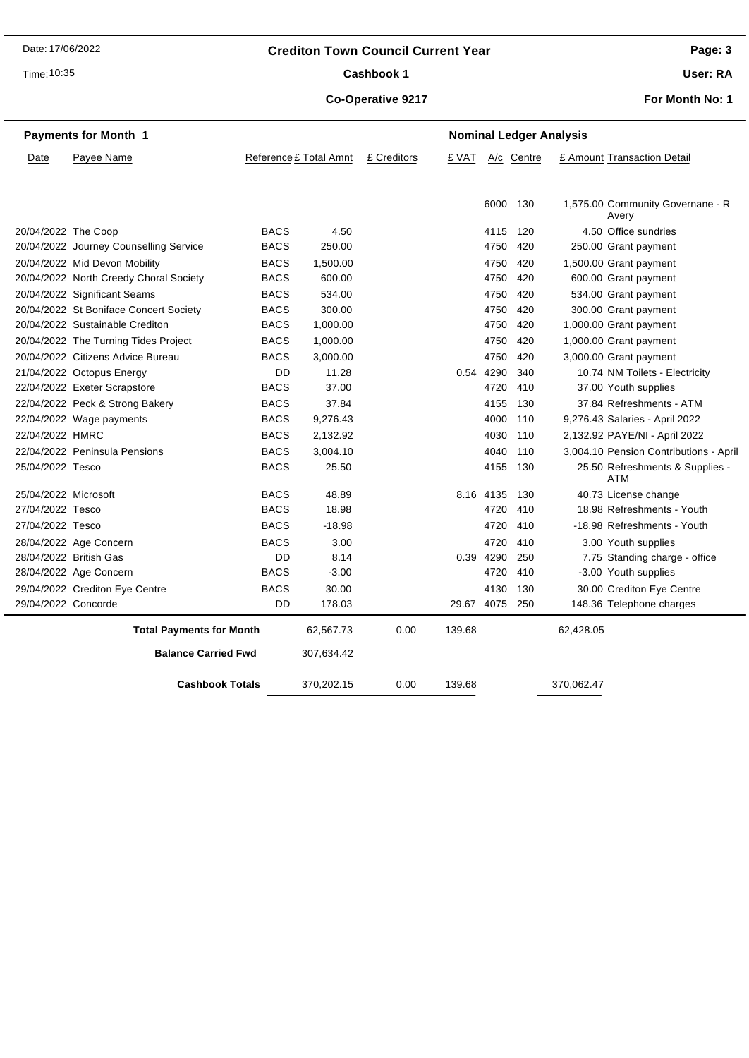Date: 17/06/2022

Time: 10:35

**Crediton Town Council Current Year**

**Cashbook 1**

**Co-Operative 9217**

**User: RA**

**For Month No: 1**

**Payments for Month 1** — **Nominal Ledger Analysis**

| Date | Payee Name | Reference | £ Total Amnt | £ Creditors | £ VAT | A/c | Centre | £ Amount | Transaction Detail |
|---|---|---|---|---|---|---|---|---|---|
| | | | | | | 6000 | 130 | 1,575.00 | Community Governane - R Avery |
| 20/04/2022 | The Coop | BACS | 4.50 | | | 4115 | 120 | 4.50 | Office sundries |
| 20/04/2022 | Journey Counselling Service | BACS | 250.00 | | | 4750 | 420 | 250.00 | Grant payment |
| 20/04/2022 | Mid Devon Mobility | BACS | 1,500.00 | | | 4750 | 420 | 1,500.00 | Grant payment |
| 20/04/2022 | North Creedy Choral Society | BACS | 600.00 | | | 4750 | 420 | 600.00 | Grant payment |
| 20/04/2022 | Significant Seams | BACS | 534.00 | | | 4750 | 420 | 534.00 | Grant payment |
| 20/04/2022 | St Boniface Concert Society | BACS | 300.00 | | | 4750 | 420 | 300.00 | Grant payment |
| 20/04/2022 | Sustainable Crediton | BACS | 1,000.00 | | | 4750 | 420 | 1,000.00 | Grant payment |
| 20/04/2022 | The Turning Tides Project | BACS | 1,000.00 | | | 4750 | 420 | 1,000.00 | Grant payment |
| 20/04/2022 | Citizens Advice Bureau | BACS | 3,000.00 | | | 4750 | 420 | 3,000.00 | Grant payment |
| 21/04/2022 | Octopus Energy | DD | 11.28 | | 0.54 | 4290 | 340 | 10.74 | NM Toilets - Electricity |
| 22/04/2022 | Exeter Scrapstore | BACS | 37.00 | | | 4720 | 410 | 37.00 | Youth supplies |
| 22/04/2022 | Peck & Strong Bakery | BACS | 37.84 | | | 4155 | 130 | 37.84 | Refreshments - ATM |
| 22/04/2022 | Wage payments | BACS | 9,276.43 | | | 4000 | 110 | 9,276.43 | Salaries - April 2022 |
| 22/04/2022 | HMRC | BACS | 2,132.92 | | | 4030 | 110 | 2,132.92 | PAYE/NI - April 2022 |
| 22/04/2022 | Peninsula Pensions | BACS | 3,004.10 | | | 4040 | 110 | 3,004.10 | Pension Contributions - April |
| 25/04/2022 | Tesco | BACS | 25.50 | | | 4155 | 130 | 25.50 | Refreshments & Supplies - ATM |
| 25/04/2022 | Microsoft | BACS | 48.89 | | 8.16 | 4135 | 130 | 40.73 | License change |
| 27/04/2022 | Tesco | BACS | 18.98 | | | 4720 | 410 | 18.98 | Refreshments - Youth |
| 27/04/2022 | Tesco | BACS | -18.98 | | | 4720 | 410 | -18.98 | Refreshments - Youth |
| 28/04/2022 | Age Concern | BACS | 3.00 | | | 4720 | 410 | 3.00 | Youth supplies |
| 28/04/2022 | British Gas | DD | 8.14 | | 0.39 | 4290 | 250 | 7.75 | Standing charge - office |
| 28/04/2022 | Age Concern | BACS | -3.00 | | | 4720 | 410 | -3.00 | Youth supplies |
| 29/04/2022 | Crediton Eye Centre | BACS | 30.00 | | | 4130 | 130 | 30.00 | Crediton Eye Centre |
| 29/04/2022 | Concorde | DD | 178.03 | | 29.67 | 4075 | 250 | 148.36 | Telephone charges |
| | **Total Payments for Month** | | 62,567.73 | 0.00 | 139.68 | | | 62,428.05 | |
| | **Balance Carried Fwd** | | 307,634.42 | | | | | | |
| | **Cashbook Totals** | | 370,202.15 | 0.00 | 139.68 | | | 370,062.47 | |